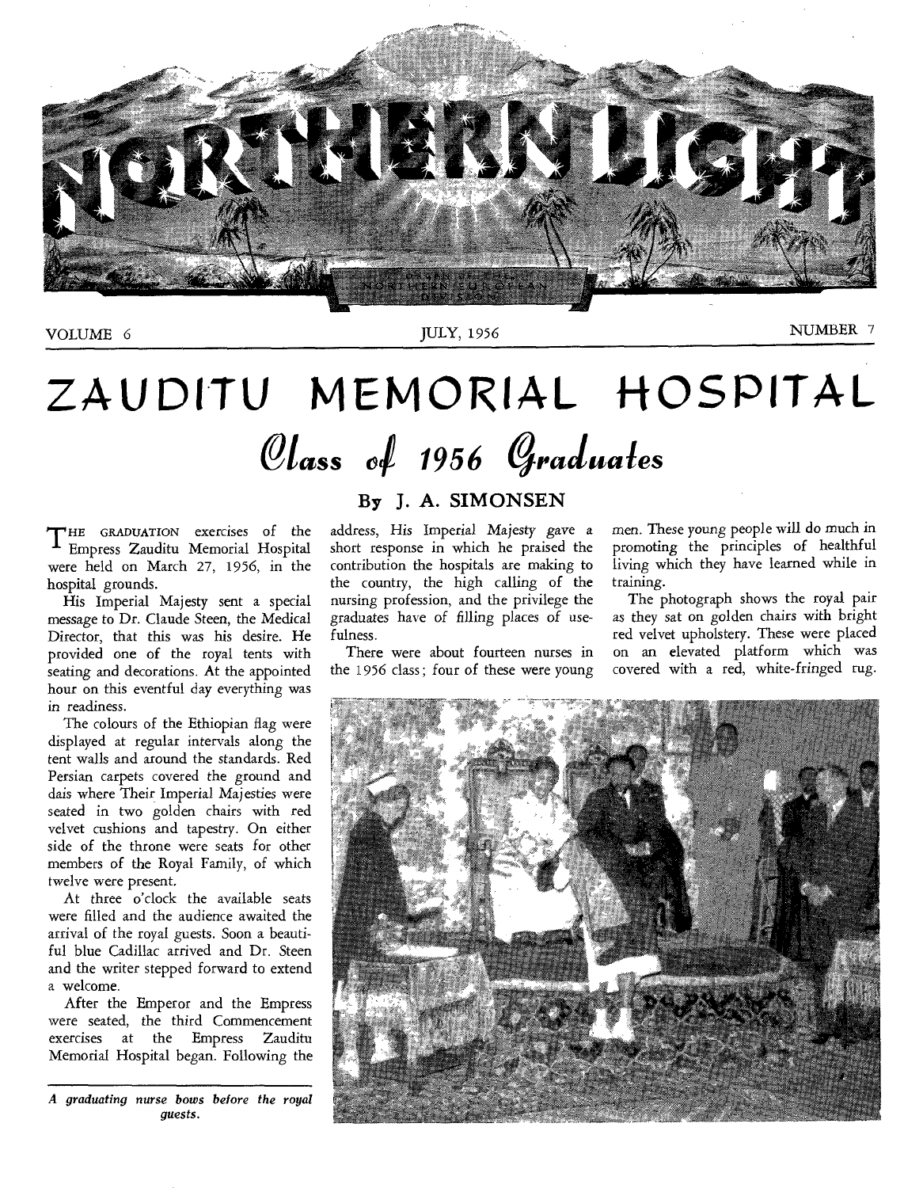# ZAUDITU MEMORIAL HOSPITAL

## *Class of 1956 Graduates*

### By J. A. SIMONSEN

THE GRADUATION exercises of the Empress Zauditu Memorial Hospital were held on March 27, 1956, in the hospital grounds.

His Imperial Majesty sent a special message to Dr. Claude Steen, the Medical Director, that this was his desire. He provided one of the royal tents with seating and decorations. At the appointed hour on this eventful day everything was in readiness.

The colours of the Ethiopian flag were displayed at regular intervals along the tent walls and around the standards. Red Persian carpets covered the ground and dais where Their Imperial Majesties were seated in two golden chairs with red velvet cushions and tapestry. On either side of the throne were seats for other members of the Royal Family, of which twelve were present.

At three o'clock the available seats were filled and the audience awaited the arrival of the royal guests. Soon a beautiful blue Cadillac arrived and Dr. Steen and the writer stepped forward to extend a welcome.

After the Emperor and the Empress were seated, the third Commencement exercises at the Empress Zauditu Memorial Hospital began. Following the address, His Imperial Majesty gave a short response in which he praised the contribution the hospitals are making to the country, the high calling of the nursing profession, and the privilege the graduates have of filling places of usefulness.

There were about fourteen nurses in the 1956 class; four of these were young men. These young people will do much in promoting the principles of healthful living which they have learned while in training.

The photograph shows the royal pair as they sat on golden chairs with bright red velvet upholstery. These were placed on an elevated platform which was covered with a red, white-fringed rug.

*A graduating nurse bows before the royal guests.*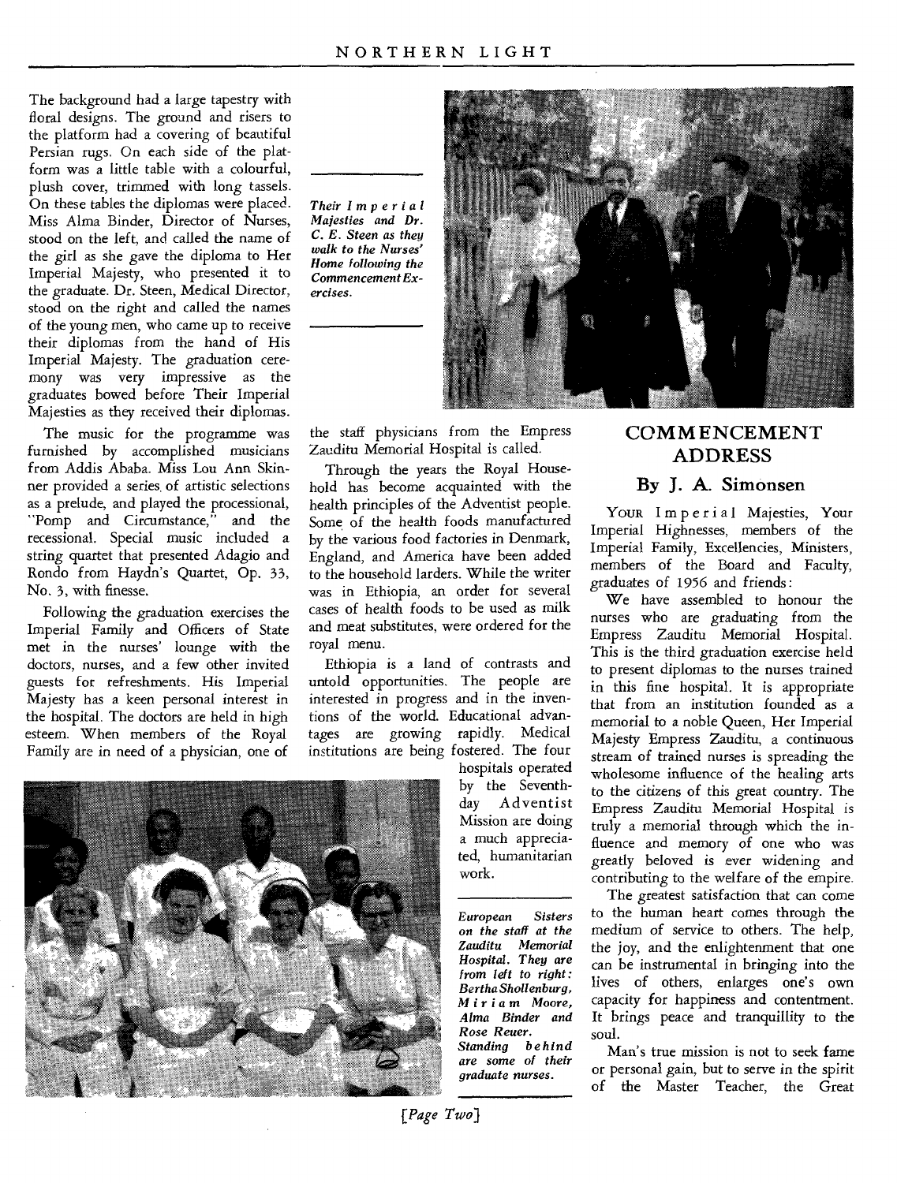The background had a large tapestry with floral designs. The ground and risers to the platform had a covering of beautiful Persian rugs. On each side of the platform was a little table with a colourful, plush cover, trimmed with long tassels. On these tables the diplomas were placed. Miss Alma Binder, Director of Nurses, stood on the left, and called the name of the girl as she gave the diploma to Her Imperial Majesty, who presented it to the graduate. Dr. Steen, Medical Director, stood on the right and called the names of the young men, who came up to receive their diplomas from the hand of His Imperial Majesty. The graduation ceremony was very impressive as the graduates bowed before Their Imperial Majesties as they received their diplomas.

The music for the programme was furnished by accomplished musicians from Addis Ababa. Miss Lou Ann Skinner provided a series of artistic selections as a prelude, and played the processional, "Pomp and Circumstance," and the recessional. Special music included a string quartet that presented Adagio and Rondo from Haydn's Quartet, Op. 33, No. 3, with finesse.

Following the graduation exercises the Imperial Family and Officers of State met in the nurses' lounge with the doctors, nurses, and a few other invited guests for refreshments. His Imperial Majesty has a keen personal interest in the hospital. The doctors are held in high esteem. When members of the Royal Family are in need of a physician, one of the staff physicians from the Empress Zauditu Memorial Hospital is called.

*Their Imperial Majesties and Dr. C. E. Steen as they walk to the Nurses' Home following the Commencement Exercises.*

Through the years the Royal Household has become acquainted with the health principles of the Adventist people. Some of the health foods manufactured by the various food factories in Denmark, England, and America have been added to the household larders. While the writer was in Ethiopia, an order for several cases of health foods to be used as milk and meat substitutes, were ordered for the royal menu.

Ethiopia is a land of contrasts and untold opportunities. The people are interested in progress and in the inventions of the world. Educational advantages are growing rapidly. Medical institutions are being fostered. The four hospitals operated by the Seventh-day Adventist Mission are doing a much appreciated, humanitarian work.

*European Sisters on the staff at the Zauditu Memorial Hospital. They are from left to right: Bertha Shollenburg, Miriam Moore, Alma Binder and Rose Reuer. Standing behind are some of their graduate nurses.*

## COMMENCEMENT ADDRESS

### By J. A. Simonsen

Your Imperial Majesties, Your Imperial Highnesses, members of the Imperial Family, Excellencies, Ministers, members of the Board and Faculty, graduates of 1956 and friends:

We have assembled to honour the nurses who are graduating from the Empress Zauditu Memorial Hospital. This is the third graduation exercise held to present diplomas to the nurses trained in this fine hospital. It is appropriate that from an institution founded as a memorial to a noble Queen, Her Imperial Majesty Empress Zauditu, a continuous stream of trained nurses is spreading the wholesome influence of the healing arts to the citizens of this great country. The Empress Zauditu Memorial Hospital is truly a memorial through which the influence and memory of one who was greatly beloved is ever widening and contributing to the welfare of the empire.

The greatest satisfaction that can come to the human heart comes through the medium of service to others. The help, the joy, and the enlightenment that one can be instrumental in bringing into the lives of others, enlarges one's own capacity for happiness and contentment. It brings peace and tranquillity to the soul.

Man's true mission is not to seek fame or personal gain, but to serve in the spirit of the Master Teacher, the Great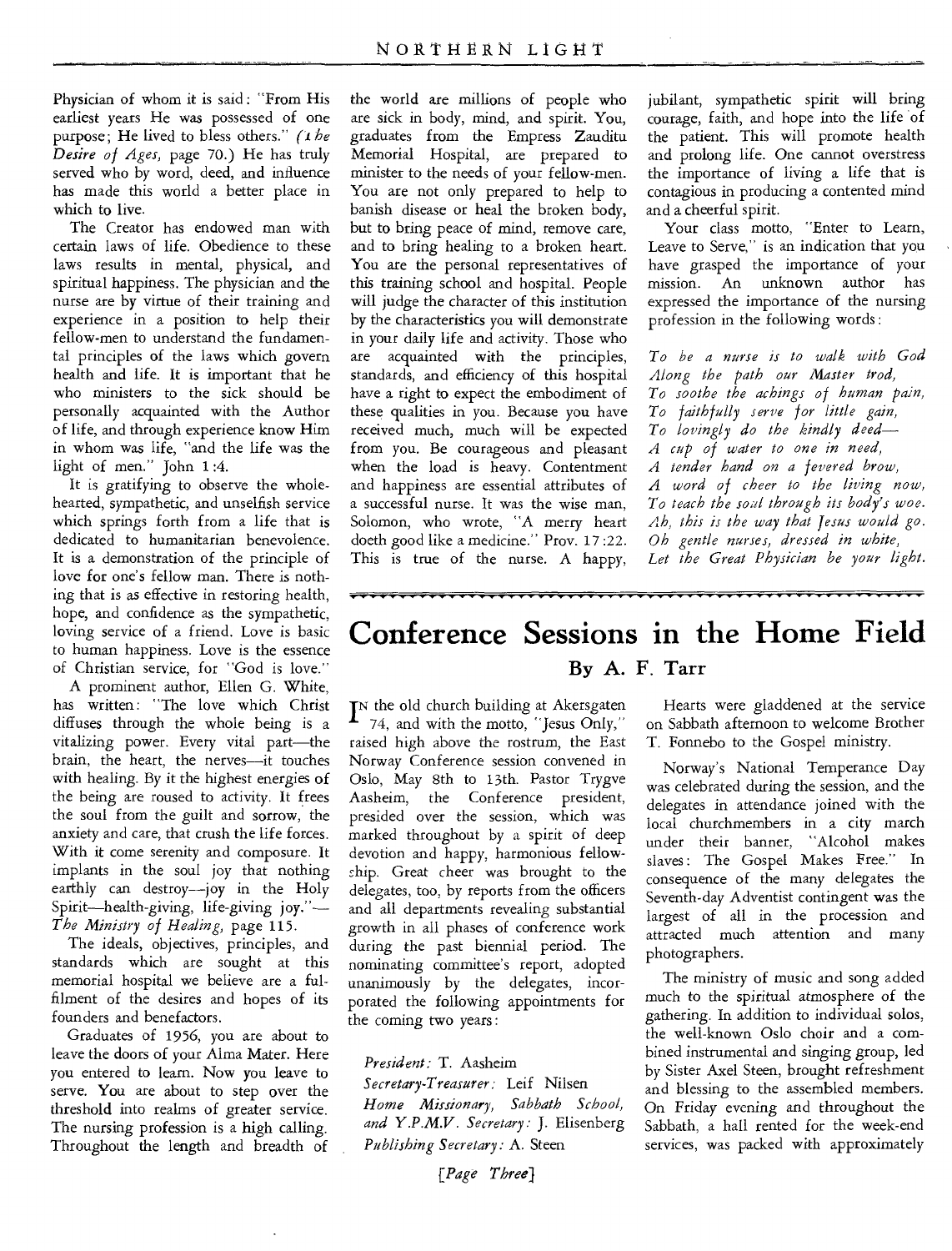Physician of whom it is said: "From His earliest years He was possessed of one purpose; He lived to bless others." (*The Desire of Ages*, page 70.) He has truly served who by word, deed, and influence has made this world a better place in which to live.

The Creator has endowed man with certain laws of life. Obedience to these laws results in mental, physical, and spiritual happiness. The physician and the nurse are by virtue of their training and experience in a position to help their fellow-men to understand the fundamental principles of the laws which govern health and life. It is important that he who ministers to the sick should be personally acquainted with the Author of life, and through experience know Him in whom was life, "and the life was the light of men." John 1:4.

It is gratifying to observe the whole-hearted, sympathetic, and unselfish service which springs forth from a life that is dedicated to humanitarian benevolence. It is a demonstration of the principle of love for one's fellow man. There is nothing that is as effective in restoring health, hope, and confidence as the sympathetic, loving service of a friend. Love is basic to human happiness. Love is the essence of Christian service, for "God is love."

A prominent author, Ellen G. White, has written: "The love which Christ diffuses through the whole being is a vitalizing power. Every vital part—the brain, the heart, the nerves—it touches with healing. By it the highest energies of the being are roused to activity. It frees the soul from the guilt and sorrow, the anxiety and care, that crush the life forces. With it come serenity and composure. It implants in the soul joy that nothing earthly can destroy—joy in the Holy Spirit—health-giving, life-giving joy."—*The Ministry of Healing*, page 115.

The ideals, objectives, principles, and standards which are sought at this memorial hospital we believe are a fulfilment of the desires and hopes of its founders and benefactors.

Graduates of 1956, you are about to leave the doors of your Alma Mater. Here you entered to learn. Now you leave to serve. You are about to step over the threshold into realms of greater service. The nursing profession is a high calling. Throughout the length and breadth of the world are millions of people who are sick in body, mind, and spirit. You, graduates from the Empress Zauditu Memorial Hospital, are prepared to minister to the needs of your fellow-men. You are not only prepared to help to banish disease or heal the broken body, but to bring peace of mind, remove care, and to bring healing to a broken heart. You are the personal representatives of this training school and hospital. People will judge the character of this institution by the characteristics you will demonstrate in your daily life and activity. Those who are acquainted with the principles, standards, and efficiency of this hospital have a right to expect the embodiment of these qualities in you. Because you have received much, much will be expected from you. Be courageous and pleasant when the load is heavy. Contentment and happiness are essential attributes of a successful nurse. It was the wise man, Solomon, who wrote, "A merry heart doeth good like a medicine." Prov. 17:22. This is true of the nurse. A happy, jubilant, sympathetic spirit will bring courage, faith, and hope into the life of the patient. This will promote health and prolong life. One cannot overstress the importance of living a life that is contagious in producing a contented mind and a cheerful spirit.

Your class motto, "Enter to Learn, Leave to Serve," is an indication that you have grasped the importance of your mission. An unknown author has expressed the importance of the nursing profession in the following words:

*To be a nurse is to walk with God*
*Along the path our Master trod,*
*To soothe the achings of human pain,*
*To faithfully serve for little gain,*
*To lovingly do the kindly deed—*
*A cup of water to one in need,*
*A tender hand on a fevered brow,*
*A word of cheer to the living now,*
*To teach the soul through its body's woe.*
*Ah, this is the way that Jesus would go.*
*Oh gentle nurses, dressed in white,*
*Let the Great Physician be your light.*

# Conference Sessions in the Home Field

**By A. F. Tarr**

In the old church building at Akersgaten 74, and with the motto, "Jesus Only," raised high above the rostrum, the East Norway Conference session convened in Oslo, May 8th to 13th. Pastor Trygve Aasheim, the Conference president, presided over the session, which was marked throughout by a spirit of deep devotion and happy, harmonious fellowship. Great cheer was brought to the delegates, too, by reports from the officers and all departments revealing substantial growth in all phases of conference work during the past biennial period. The nominating committee's report, adopted unanimously by the delegates, incorporated the following appointments for the coming two years:

*President:* T. Aasheim
*Secretary-Treasurer:* Leif Nilsen
*Home Missionary, Sabbath School, and Y.P.M.V. Secretary:* J. Elisenberg
*Publishing Secretary:* A. Steen

Hearts were gladdened at the service on Sabbath afternoon to welcome Brother T. Fonnebo to the Gospel ministry.

Norway's National Temperance Day was celebrated during the session, and the delegates in attendance joined with the local churchmembers in a city march under their banner, "Alcohol makes slaves: The Gospel Makes Free." In consequence of the many delegates the Seventh-day Adventist contingent was the largest of all in the procession and attracted much attention and many photographers.

The ministry of music and song added much to the spiritual atmosphere of the gathering. In addition to individual solos, the well-known Oslo choir and a combined instrumental and singing group, led by Sister Axel Steen, brought refreshment and blessing to the assembled members. On Friday evening and throughout the Sabbath, a hall rented for the week-end services, was packed with approximately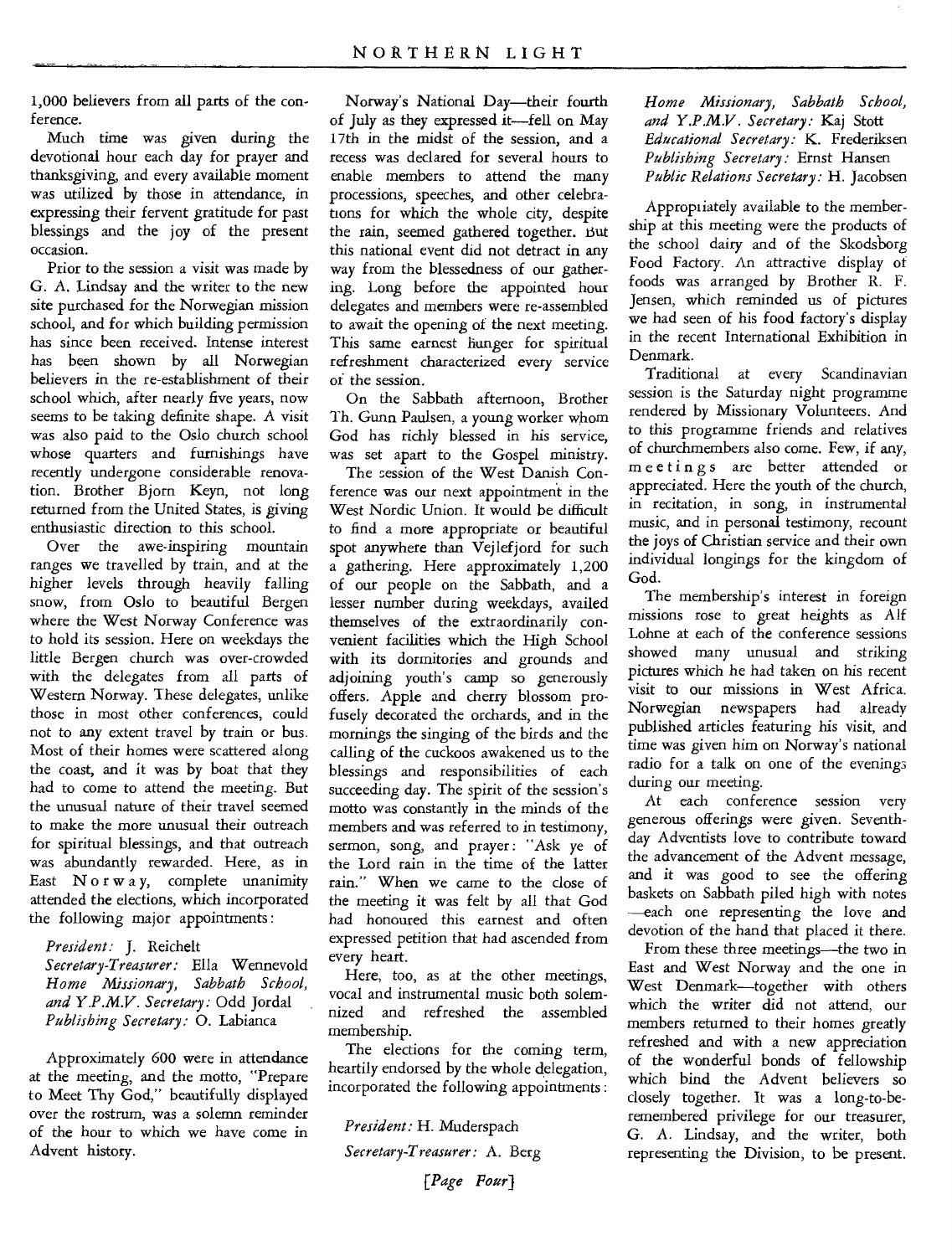1,000 believers from all parts of the conference.

Much time was given during the devotional hour each day for prayer and thanksgiving, and every available moment was utilized by those in attendance, in expressing their fervent gratitude for past blessings and the joy of the present occasion.

Prior to the session a visit was made by G. A. Lindsay and the writer to the new site purchased for the Norwegian mission school, and for which building permission has since been received. Intense interest has been shown by all Norwegian believers in the re-establishment of their school which, after nearly five years, now seems to be taking definite shape. A visit was also paid to the Oslo church school whose quarters and furnishings have recently undergone considerable renovation. Brother Bjorn Keyn, not long returned from the United States, is giving enthusiastic direction to this school.

Over the awe-inspiring mountain ranges we travelled by train, and at the higher levels through heavily falling snow, from Oslo to beautiful Bergen where the West Norway Conference was to hold its session. Here on weekdays the little Bergen church was over-crowded with the delegates from all parts of Western Norway. These delegates, unlike those in most other conferences, could not to any extent travel by train or bus. Most of their homes were scattered along the coast, and it was by boat that they had to come to attend the meeting. But the unusual nature of their travel seemed to make the more unusual their outreach for spiritual blessings, and that outreach was abundantly rewarded. Here, as in East Norway, complete unanimity attended the elections, which incorporated the following major appointments:

*President:* J. Reichelt
*Secretary-Treasurer:* Ella Wennevold
*Home Missionary, Sabbath School, and Y.P.M.V. Secretary:* Odd Jordal
*Publishing Secretary:* O. Labianca

Approximately 600 were in attendance at the meeting, and the motto, "Prepare to Meet Thy God," beautifully displayed over the rostrum, was a solemn reminder of the hour to which we have come in Advent history.

Norway's National Day—their fourth of July as they expressed it—fell on May 17th in the midst of the session, and a recess was declared for several hours to enable members to attend the many processions, speeches, and other celebrations for which the whole city, despite the rain, seemed gathered together. But this national event did not detract in any way from the blessedness of our gathering. Long before the appointed hour delegates and members were re-assembled to await the opening of the next meeting. This same earnest hunger for spiritual refreshment characterized every service of the session.

On the Sabbath afternoon, Brother Th. Gunn Paulsen, a young worker whom God has richly blessed in his service, was set apart to the Gospel ministry.

The session of the West Danish Conference was our next appointment in the West Nordic Union. It would be difficult to find a more appropriate or beautiful spot anywhere than Vejlefjord for such a gathering. Here approximately 1,200 of our people on the Sabbath, and a lesser number during weekdays, availed themselves of the extraordinarily convenient facilities which the High School with its dormitories and grounds and adjoining youth's camp so generously offers. Apple and cherry blossom profusely decorated the orchards, and in the mornings the singing of the birds and the calling of the cuckoos awakened us to the blessings and responsibilities of each succeeding day. The spirit of the session's motto was constantly in the minds of the members and was referred to in testimony, sermon, song, and prayer: "Ask ye of the Lord rain in the time of the latter rain." When we came to the close of the meeting it was felt by all that God had honoured this earnest and often expressed petition that had ascended from every heart.

Here, too, as at the other meetings, vocal and instrumental music both solemnized and refreshed the assembled membership.

The elections for the coming term, heartily endorsed by the whole delegation, incorporated the following appointments:

*President:* H. Muderspach
*Secretary-Treasurer:* A. Berg
*Home Missionary, Sabbath School, and Y.P.M.V. Secretary:* Kaj Stott
*Educational Secretary:* K. Frederiksen
*Publishing Secretary:* Ernst Hansen
*Public Relations Secretary:* H. Jacobsen

Appropriately available to the membership at this meeting were the products of the school dairy and of the Skodsborg Food Factory. An attractive display of foods was arranged by Brother R. F. Jensen, which reminded us of pictures we had seen of his food factory's display in the recent International Exhibition in Denmark.

Traditional at every Scandinavian session is the Saturday night programme rendered by Missionary Volunteers. And to this programme friends and relatives of churchmembers also come. Few, if any, meetings are better attended or appreciated. Here the youth of the church, in recitation, in song, in instrumental music, and in personal testimony, recount the joys of Christian service and their own individual longings for the kingdom of God.

The membership's interest in foreign missions rose to great heights as Alf Lohne at each of the conference sessions showed many unusual and striking pictures which he had taken on his recent visit to our missions in West Africa. Norwegian newspapers had already published articles featuring his visit, and time was given him on Norway's national radio for a talk on one of the evenings during our meeting.

At each conference session very generous offerings were given. Seventh-day Adventists love to contribute toward the advancement of the Advent message, and it was good to see the offering baskets on Sabbath piled high with notes—each one representing the love and devotion of the hand that placed it there.

From these three meetings—the two in East and West Norway and the one in West Denmark—together with others which the writer did not attend, our members returned to their homes greatly refreshed and with a new appreciation of the wonderful bonds of fellowship which bind the Advent believers so closely together. It was a long-to-be-remembered privilege for our treasurer, G. A. Lindsay, and the writer, both representing the Division, to be present.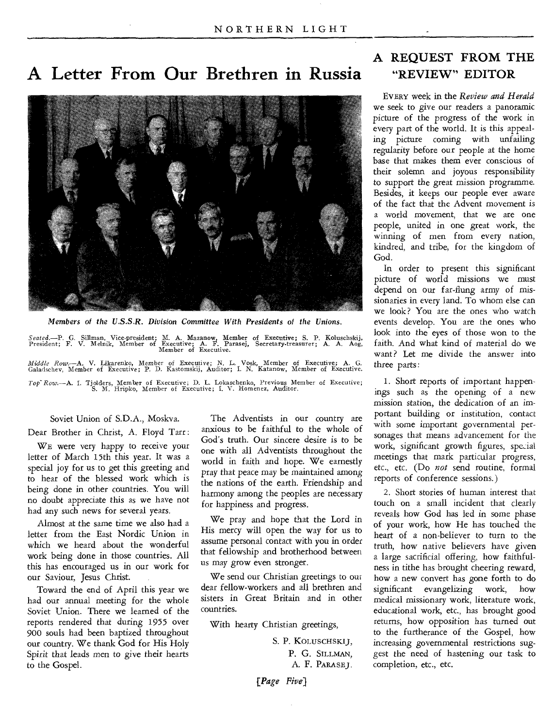# A Letter From Our Brethren in Russia

*Members of the U.S.S.R. Division Committee With Presidents of the Unions.*

*Seated.*—P. G. Sillman, Vice-president; M. A. Mazanow, Member of Executive; S. P. Koluschskij, President; F. V. Melnik, Member of Executive; A. F. Parasej, Secretary-treasurer; A. A. Aog, Member of Executive.

*Middle Row.*—A. V. Likarenko, Member of Executive; N. L. Vosk, Member of Executive; A. G. Galadschev, Member of Executive; P. D. Kastomskij, Auditor; I. N. Katanow, Member of Executive.

*Top Row.*—A. I. Tjolders, Member of Executive; D. L. Lokaschenko, Previous Member of Executive; S. M. Hripko, Member of Executive; I. V. Homenez, Auditor.

Soviet Union of S.D.A., Moskva.

Dear Brother in Christ, A. Floyd Tarr:

WE were very happy to receive your letter of March 15th this year. It was a special joy for us to get this greeting and to hear of the blessed work which is being done in other countries. You will no doubt appreciate this as we have not had any such news for several years.

Almost at the same time we also had a letter from the East Nordic Union in which we heard about the wonderful work being done in those countries. All this has encouraged us in our work for our Saviour, Jesus Christ.

Toward the end of April this year we had our annual meeting for the whole Soviet Union. There we learned of the reports rendered that during 1955 over 900 souls had been baptized throughout our country. We thank God for His Holy Spirit that leads men to give their hearts to the Gospel.

The Adventists in our country are anxious to be faithful to the whole of God's truth. Our sincere desire is to be one with all Adventists throughout the world in faith and hope. We earnestly pray that peace may be maintained among the nations of the earth. Friendship and harmony among the peoples are necessary for happiness and progress.

We pray and hope that the Lord in His mercy will open the way for us to assume personal contact with you in order that fellowship and brotherhood between us may grow even stronger.

We send our Christian greetings to our dear fellow-workers and all brethren and sisters in Great Britain and in other countries.

With hearty Christian greetings,

S. P. KOLUSCHSKIJ,
P. G. SILLMAN,
A. F. PARASEJ.

## A REQUEST FROM THE "REVIEW" EDITOR

EVERY week in the *Review and Herald* we seek to give our readers a panoramic picture of the progress of the work in every part of the world. It is this appealing picture coming with unfailing regularity before our people at the home base that makes them ever conscious of their solemn and joyous responsibility to support the great mission programme. Besides, it keeps our people ever aware of the fact that the Advent movement is a world movement, that we are one people, united in one great work, the winning of men from every nation, kindred, and tribe, for the kingdom of God.

In order to present this significant picture of world missions we must depend on our far-flung army of missionaries in every land. To whom else can we look? You are the ones who watch events develop. You are the ones who look into the eyes of those won to the faith. And what kind of material do we want? Let me divide the answer into three parts:

1. Short reports of important happenings such as the opening of a new mission station, the dedication of an important building or institution, contact with some important governmental personages that means advancement for the work, significant growth figures, special meetings that mark particular progress, etc., etc. (Do *not* send routine, formal reports of conference sessions.)

2. Short stories of human interest that touch on a small incident that clearly reveals how God has led in some phase of your work, how He has touched the heart of a non-believer to turn to the truth, how native believers have given a large sacrificial offering, how faithfulness in tithe has brought cheering reward, how a new convert has gone forth to do significant evangelizing work, how medical missionary work, literature work, educational work, etc., has brought good returns, how opposition has turned out to the furtherance of the Gospel, how increasing governmental restrictions suggest the need of hastening our task to completion, etc., etc.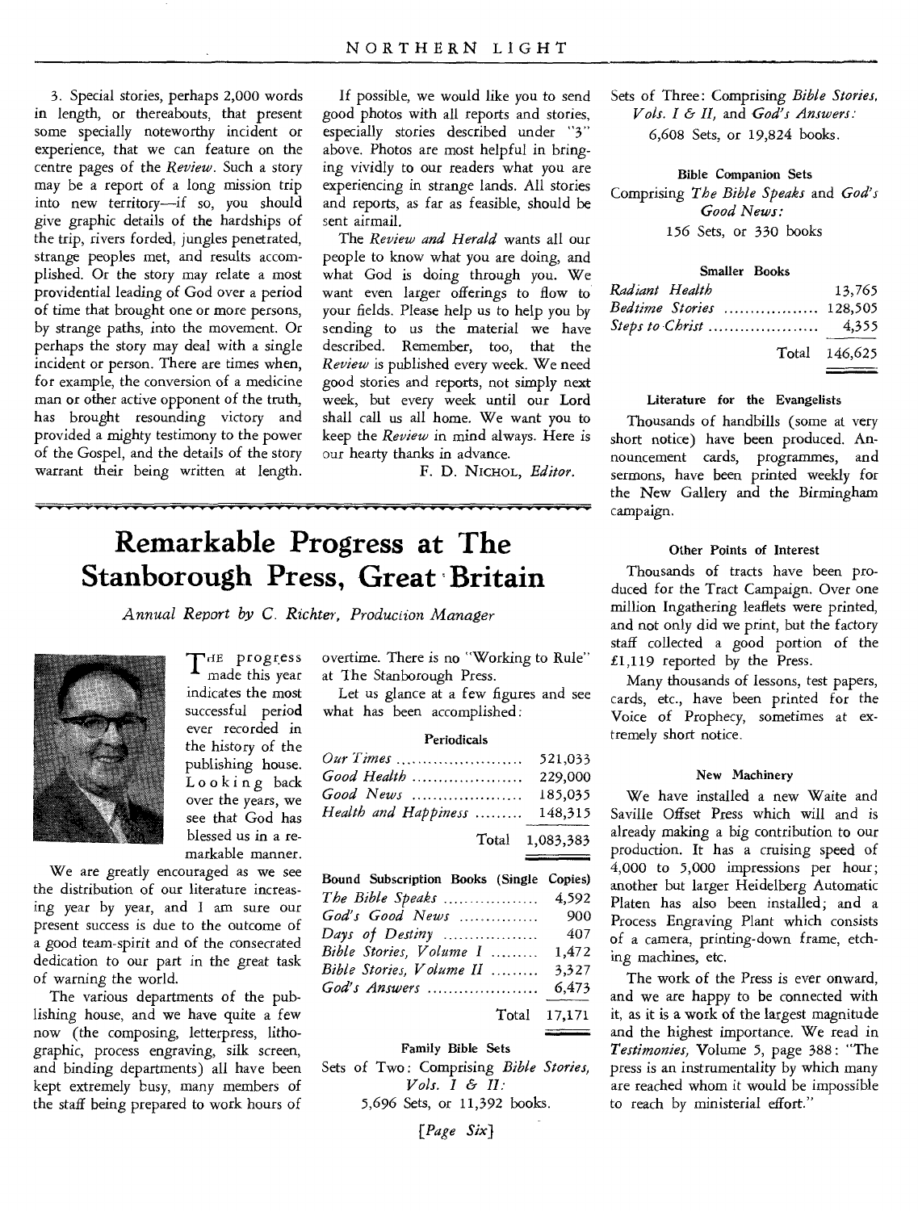3. Special stories, perhaps 2,000 words in length, or thereabouts, that present some specially noteworthy incident or experience, that we can feature on the centre pages of the *Review*. Such a story may be a report of a long mission trip into new territory—if so, you should give graphic details of the hardships of the trip, rivers forded, jungles penetrated, strange peoples met, and results accomplished. Or the story may relate a most providential leading of God over a period of time that brought one or more persons, by strange paths, into the movement. Or perhaps the story may deal with a single incident or person. There are times when, for example, the conversion of a medicine man or other active opponent of the truth, has brought resounding victory and provided a mighty testimony to the power of the Gospel, and the details of the story warrant their being written at length.

If possible, we would like you to send good photos with all reports and stories, especially stories described under "3" above. Photos are most helpful in bringing vividly to our readers what you are experiencing in strange lands. All stories and reports, as far as feasible, should be sent airmail.

The *Review and Herald* wants all our people to know what you are doing, and what God is doing through you. We want even larger offerings to flow to your fields. Please help us to help you by sending to us the material we have described. Remember, too, that the *Review* is published every week. We need good stories and reports, not simply next week, but every week until our Lord shall call us all home. We want you to keep the *Review* in mind always. Here is our hearty thanks in advance.

F. D. NICHOL, *Editor*.

# Remarkable Progress at The Stanborough Press, Great Britain

*Annual Report by C. Richter, Production Manager*

THE progress made this year indicates the most successful period ever recorded in the history of the publishing house. Looking back over the years, we see that God has blessed us in a remarkable manner.

We are greatly encouraged as we see the distribution of our literature increasing year by year, and I am sure our present success is due to the outcome of a good team-spirit and of the consecrated dedication to our part in the great task of warning the world.

The various departments of the publishing house, and we have quite a few now (the composing, letterpress, lithographic, process engraving, silk screen, and binding departments) all have been kept extremely busy, many members of the staff being prepared to work hours of overtime. There is no "Working to Rule" at The Stanborough Press.

Let us glance at a few figures and see what has been accomplished:

#### Periodicals

| | |
|---|---|
| *Our Times* | 521,033 |
| *Good Health* | 229,000 |
| *Good News* | 185,035 |
| *Health and Happiness* | 148,315 |
| Total | 1,083,383 |

| Bound Subscription Books | (Single Copies) |
|---|---|
| *The Bible Speaks* | 4,592 |
| *God's Good News* | 900 |
| *Days of Destiny* | 407 |
| *Bible Stories, Volume I* | 1,472 |
| *Bible Stories, Volume II* | 3,327 |
| *God's Answers* | 6,473 |
| Total | 17,171 |

#### Family Bible Sets

Sets of Two: Comprising *Bible Stories, Vols. I & II:*
5,696 Sets, or 11,392 books.

Sets of Three: Comprising *Bible Stories, Vols. I & II*, and *God's Answers:*
6,608 Sets, or 19,824 books.

#### Bible Companion Sets

Comprising *The Bible Speaks* and *God's Good News:*
156 Sets, or 330 books

#### Smaller Books

| | |
|---|---|
| *Radiant Health* | 13,765 |
| *Bedtime Stories* | 128,505 |
| *Steps to Christ* | 4,355 |
| Total | 146,625 |

#### Literature for the Evangelists

Thousands of handbills (some at very short notice) have been produced. Announcement cards, programmes, and sermons, have been printed weekly for the New Gallery and the Birmingham campaign.

#### Other Points of Interest

Thousands of tracts have been produced for the Tract Campaign. Over one million Ingathering leaflets were printed, and not only did we print, but the factory staff collected a good portion of the £1,119 reported by the Press.

Many thousands of lessons, test papers, cards, etc., have been printed for the Voice of Prophecy, sometimes at extremely short notice.

#### New Machinery

We have installed a new Waite and Saville Offset Press which will and is already making a big contribution to our production. It has a cruising speed of 4,000 to 5,000 impressions per hour; another but larger Heidelberg Automatic Platen has also been installed; and a Process Engraving Plant which consists of a camera, printing-down frame, etching machines, etc.

The work of the Press is ever onward, and we are happy to be connected with it, as it is a work of the largest magnitude and the highest importance. We read in *Testimonies*, Volume 5, page 388: "The press is an instrumentality by which many are reached whom it would be impossible to reach by ministerial effort."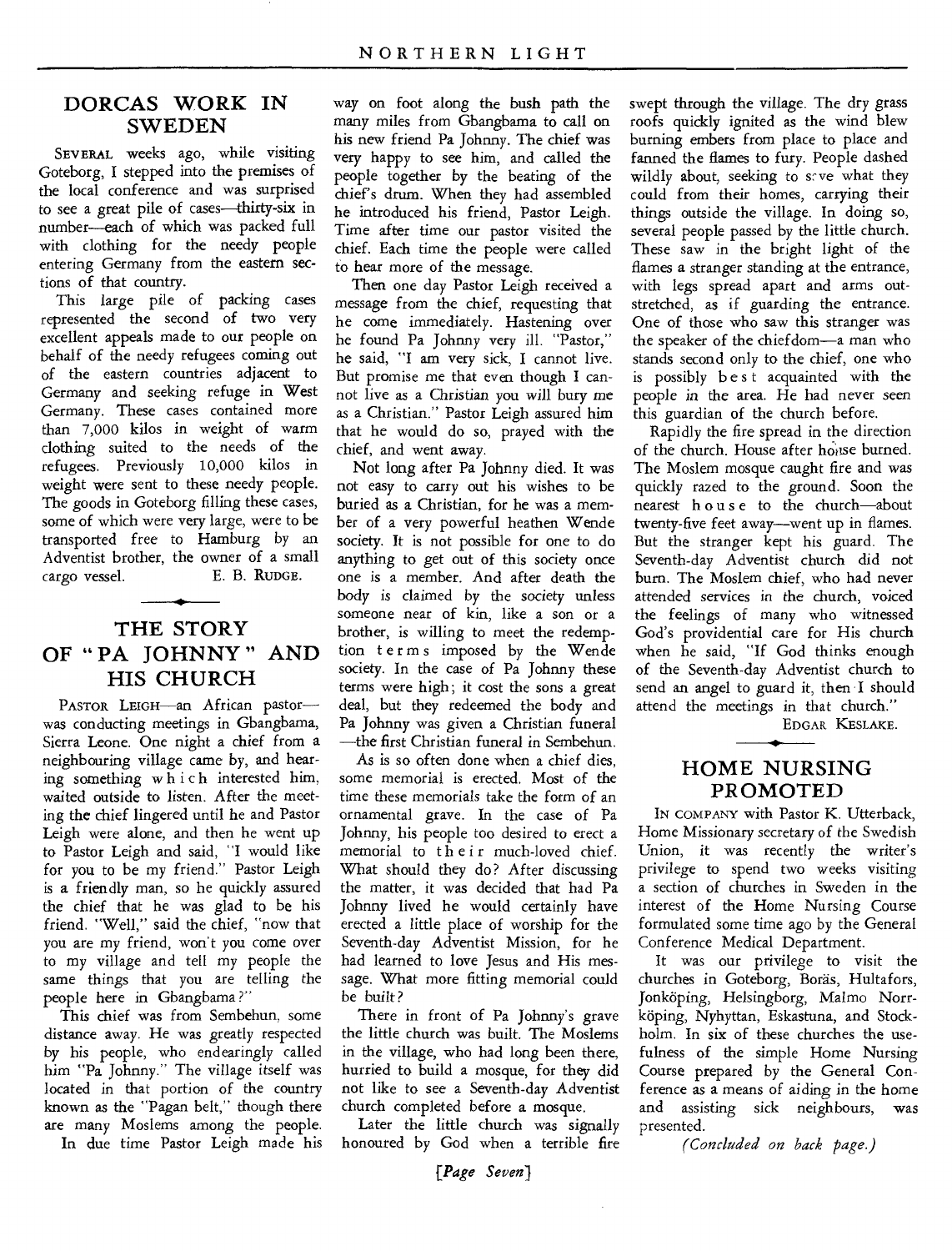## DORCAS WORK IN SWEDEN

SEVERAL weeks ago, while visiting Goteborg, I stepped into the premises of the local conference and was surprised to see a great pile of cases—thirty-six in number—each of which was packed full with clothing for the needy people entering Germany from the eastern sections of that country.

This large pile of packing cases represented the second of two very excellent appeals made to our people on behalf of the needy refugees coming out of the eastern countries adjacent to Germany and seeking refuge in West Germany. These cases contained more than 7,000 kilos in weight of warm clothing suited to the needs of the refugees. Previously 10,000 kilos in weight were sent to these needy people. The goods in Goteborg filling these cases, some of which were very large, were to be transported free to Hamburg by an Adventist brother, the owner of a small cargo vessel.

E. B. RUDGE.

## THE STORY OF "PA JOHNNY" AND HIS CHURCH

PASTOR LEIGH—an African pastor—was conducting meetings in Gbangbama, Sierra Leone. One night a chief from a neighbouring village came by, and hearing something which interested him, waited outside to listen. After the meeting the chief lingered until he and Pastor Leigh were alone, and then he went up to Pastor Leigh and said, "I would like for you to be my friend." Pastor Leigh is a friendly man, so he quickly assured the chief that he was glad to be his friend. "Well," said the chief, "now that you are my friend, won't you come over to my village and tell my people the same things that you are telling the people here in Gbangbama?"

This chief was from Sembehun, some distance away. He was greatly respected by his people, who endearingly called him "Pa Johnny." The village itself was located in that portion of the country known as the "Pagan belt," though there are many Moslems among the people.

In due time Pastor Leigh made his way on foot along the bush path the many miles from Gbangbama to call on his new friend Pa Johnny. The chief was very happy to see him, and called the people together by the beating of the chief's drum. When they had assembled he introduced his friend, Pastor Leigh. Time after time our pastor visited the chief. Each time the people were called to hear more of the message.

Then one day Pastor Leigh received a message from the chief, requesting that he come immediately. Hastening over he found Pa Johnny very ill. "Pastor," he said, "I am very sick, I cannot live. But promise me that even though I cannot live as a Christian you will bury me as a Christian." Pastor Leigh assured him that he would do so, prayed with the chief, and went away.

Not long after Pa Johnny died. It was not easy to carry out his wishes to be buried as a Christian, for he was a member of a very powerful heathen Wende society. It is not possible for one to do anything to get out of this society once one is a member. And after death the body is claimed by the society unless someone near of kin, like a son or a brother, is willing to meet the redemption terms imposed by the Wende society. In the case of Pa Johnny these terms were high; it cost the sons a great deal, but they redeemed the body and Pa Johnny was given a Christian funeral—the first Christian funeral in Sembehun.

As is so often done when a chief dies, some memorial is erected. Most of the time these memorials take the form of an ornamental grave. In the case of Pa Johnny, his people too desired to erect a memorial to their much-loved chief. What should they do? After discussing the matter, it was decided that had Pa Johnny lived he would certainly have erected a little place of worship for the Seventh-day Adventist Mission, for he had learned to love Jesus and His message. What more fitting memorial could be built?

There in front of Pa Johnny's grave the little church was built. The Moslems in the village, who had long been there, hurried to build a mosque, for they did not like to see a Seventh-day Adventist church completed before a mosque.

Later the little church was signally honoured by God when a terrible fire swept through the village. The dry grass roofs quickly ignited as the wind blew burning embers from place to place and fanned the flames to fury. People dashed wildly about, seeking to save what they could from their homes, carrying their things outside the village. In doing so, several people passed by the little church. These saw in the bright light of the flames a stranger standing at the entrance, with legs spread apart and arms outstretched, as if guarding the entrance. One of those who saw this stranger was the speaker of the chiefdom—a man who stands second only to the chief, one who is possibly best acquainted with the people in the area. He had never seen this guardian of the church before.

Rapidly the fire spread in the direction of the church. House after house burned. The Moslem mosque caught fire and was quickly razed to the ground. Soon the nearest house to the church—about twenty-five feet away—went up in flames. But the stranger kept his guard. The Seventh-day Adventist church did not burn. The Moslem chief, who had never attended services in the church, voiced the feelings of many who witnessed God's providential care for His church when he said, "If God thinks enough of the Seventh-day Adventist church to send an angel to guard it, then I should attend the meetings in that church."

EDGAR KESLAKE.

## HOME NURSING PROMOTED

IN COMPANY with Pastor K. Utterback, Home Missionary secretary of the Swedish Union, it was recently the writer's privilege to spend two weeks visiting a section of churches in Sweden in the interest of the Home Nursing Course formulated some time ago by the General Conference Medical Department.

It was our privilege to visit the churches in Goteborg, Borås, Hultafors, Jonköping, Helsingborg, Malmo Norrköping, Nyhyttan, Eskastuna, and Stockholm. In six of these churches the usefulness of the simple Home Nursing Course prepared by the General Conference as a means of aiding in the home and assisting sick neighbours, was presented.

*(Concluded on back page.)*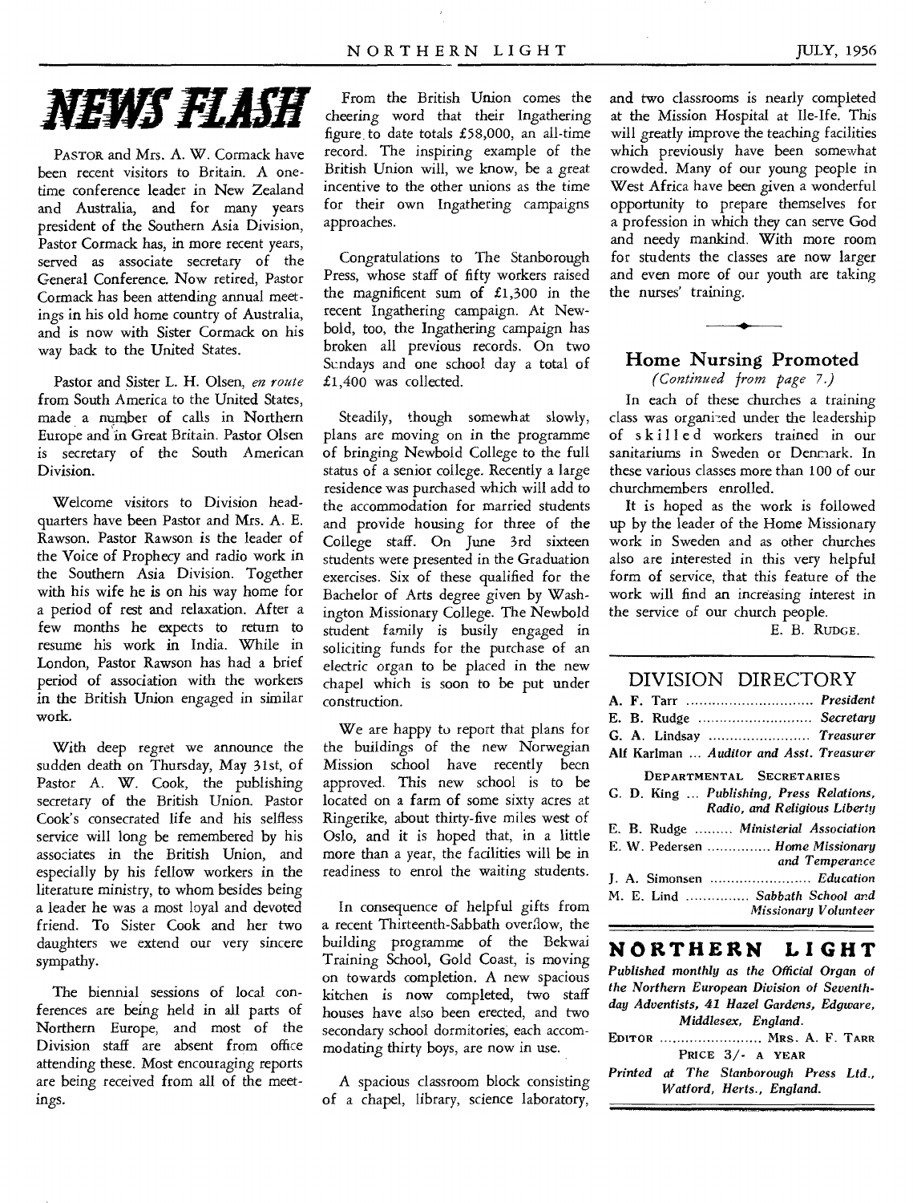# NEWS FLASH

PASTOR and Mrs. A. W. Cormack have been recent visitors to Britain. A one-time conference leader in New Zealand and Australia, and for many years president of the Southern Asia Division, Pastor Cormack has, in more recent years, served as associate secretary of the General Conference. Now retired, Pastor Cormack has been attending annual meetings in his old home country of Australia, and is now with Sister Cormack on his way back to the United States.

Pastor and Sister L. H. Olsen, *en route* from South America to the United States, made a number of calls in Northern Europe and in Great Britain. Pastor Olsen is secretary of the South American Division.

Welcome visitors to Division headquarters have been Pastor and Mrs. A. E. Rawson. Pastor Rawson is the leader of the Voice of Prophecy and radio work in the Southern Asia Division. Together with his wife he is on his way home for a period of rest and relaxation. After a few months he expects to return to resume his work in India. While in London, Pastor Rawson has had a brief period of association with the workers in the British Union engaged in similar work.

With deep regret we announce the sudden death on Thursday, May 31st, of Pastor A. W. Cook, the publishing secretary of the British Union. Pastor Cook's consecrated life and his selfless service will long be remembered by his associates in the British Union, and especially by his fellow workers in the literature ministry, to whom besides being a leader he was a most loyal and devoted friend. To Sister Cook and her two daughters we extend our very sincere sympathy.

The biennial sessions of local conferences are being held in all parts of Northern Europe, and most of the Division staff are absent from office attending these. Most encouraging reports are being received from all of the meetings.

From the British Union comes the cheering word that their Ingathering figure to date totals £58,000, an all-time record. The inspiring example of the British Union will, we know, be a great incentive to the other unions as the time for their own Ingathering campaigns approaches.

Congratulations to The Stanborough Press, whose staff of fifty workers raised the magnificent sum of £1,300 in the recent Ingathering campaign. At Newbold, too, the Ingathering campaign has broken all previous records. On two Sundays and one school day a total of £1,400 was collected.

Steadily, though somewhat slowly, plans are moving on in the programme of bringing Newbold College to the full status of a senior college. Recently a large residence was purchased which will add to the accommodation for married students and provide housing for three of the College staff. On June 3rd sixteen students were presented in the Graduation exercises. Six of these qualified for the Bachelor of Arts degree given by Washington Missionary College. The Newbold student family is busily engaged in soliciting funds for the purchase of an electric organ to be placed in the new chapel which is soon to be put under construction.

We are happy to report that plans for the buildings of the new Norwegian Mission school have recently been approved. This new school is to be located on a farm of some sixty acres at Ringerike, about thirty-five miles west of Oslo, and it is hoped that, in a little more than a year, the facilities will be in readiness to enrol the waiting students.

In consequence of helpful gifts from a recent Thirteenth-Sabbath overflow, the building programme of the Bekwai Training School, Gold Coast, is moving on towards completion. A new spacious kitchen is now completed, two staff houses have also been erected, and two secondary school dormitories, each accommodating thirty boys, are now in use.

A spacious classroom block consisting of a chapel, library, science laboratory, and two classrooms is nearly completed at the Mission Hospital at Ile-Ife. This will greatly improve the teaching facilities which previously have been somewhat crowded. Many of our young people in West Africa have been given a wonderful opportunity to prepare themselves for a profession in which they can serve God and needy mankind. With more room for students the classes are now larger and even more of our youth are taking the nurses' training.

## Home Nursing Promoted

*(Continued from page 7.)*

In each of these churches a training class was organized under the leadership of skilled workers trained in our sanitariums in Sweden or Denmark. In these various classes more than 100 of our churchmembers enrolled.

It is hoped as the work is followed up by the leader of the Home Missionary work in Sweden and as other churches also are interested in this very helpful form of service, that this feature of the work will find an increasing interest in the service of our church people.

E. B. RUDGE.

## DIVISION DIRECTORY

A. F. Tarr ............ *President*
E. B. Rudge ............ *Secretary*
G. A. Lindsay ............ *Treasurer*
Alf Karlman ... *Auditor and Asst. Treasurer*

DEPARTMENTAL SECRETARIES

G. D. King ... *Publishing, Press Relations, Radio, and Religious Liberty*
E. B. Rudge ......... *Ministerial Association*
E. W. Pedersen ............ *Home Missionary and Temperance*
J. A. Simonsen ............ *Education*
M. E. Lind ............ *Sabbath School and Missionary Volunteer*

## NORTHERN LIGHT

*Published monthly as the Official Organ of the Northern European Division of Seventh-day Adventists, 41 Hazel Gardens, Edgware, Middlesex, England.*

EDITOR ............ MRS. A. F. TARR

PRICE 3/- A YEAR

*Printed at The Stanborough Press Ltd., Watford, Herts., England.*